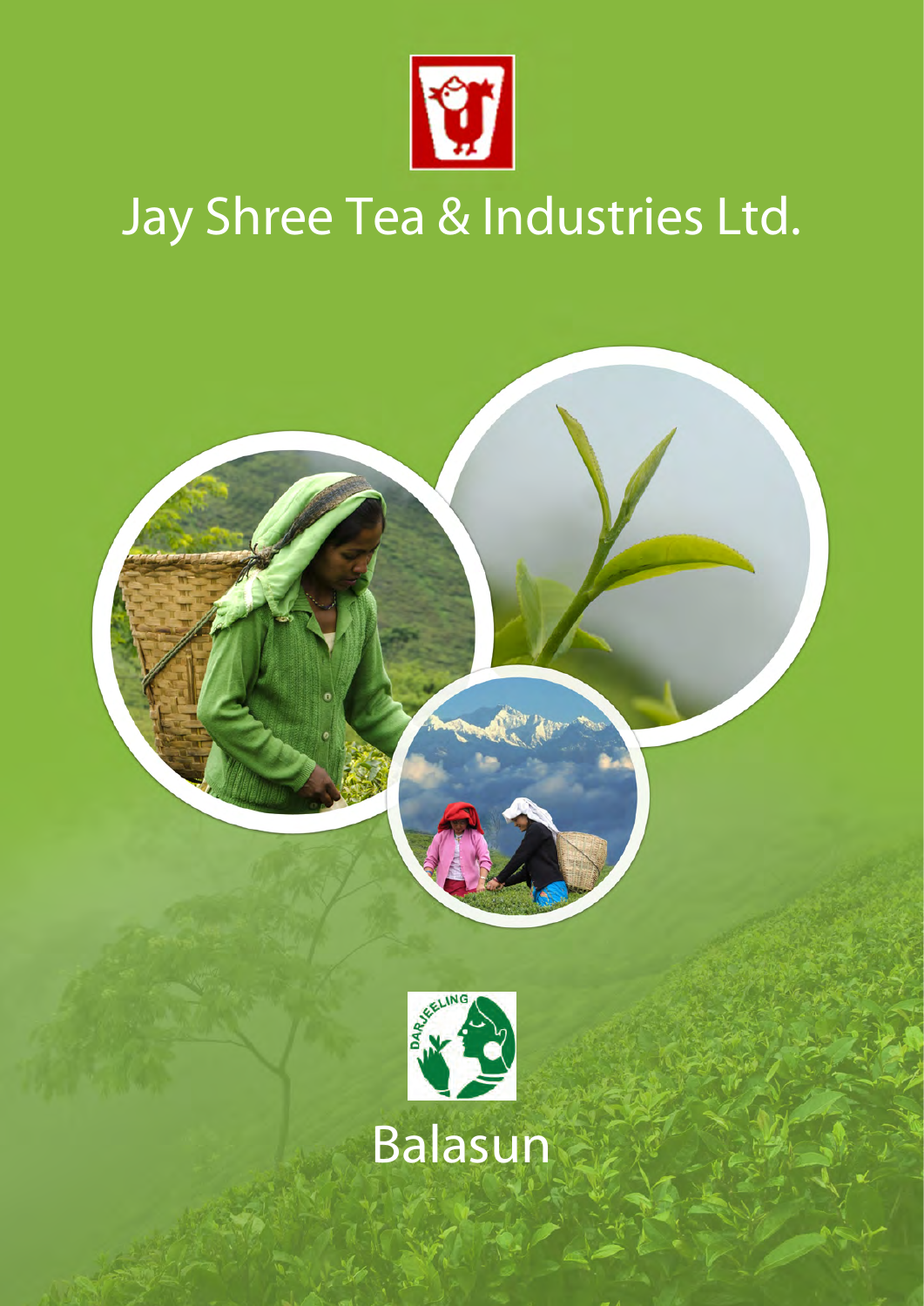# Jay Shree Tea & Industries Ltd.

Balasun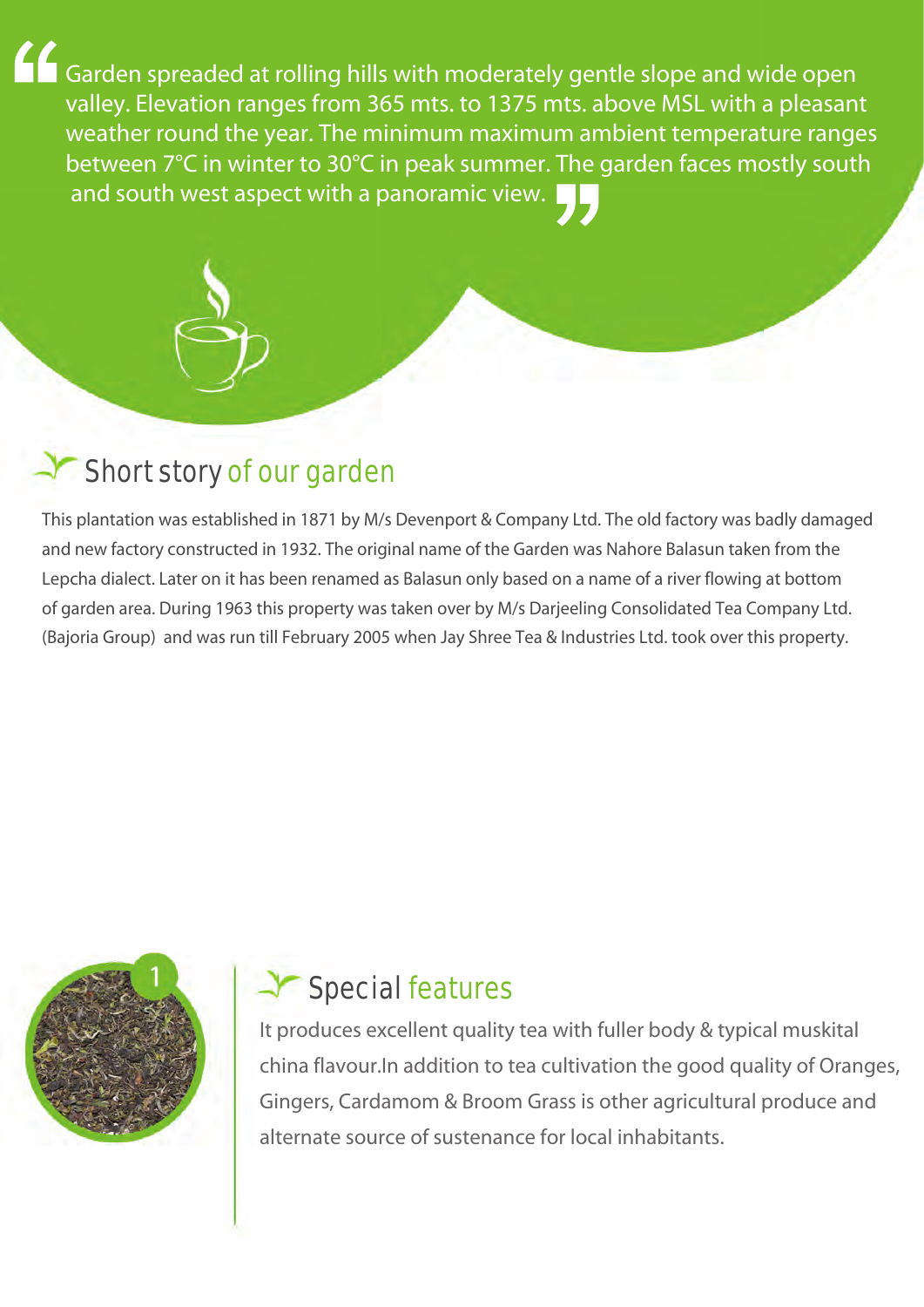> "Garden spreaded at rolling hills with moderately gentle slope and wide open valley. Elevation ranges from 365 mts. to 1375 mts. above MSL with a pleasant weather round the year. The minimum maximum ambient temperature ranges between 7°C in winter to 30°C in peak summer. The garden faces mostly south and south west aspect with a panoramic view."

## Short story of our garden

This plantation was established in 1871 by M/s Devenport & Company Ltd. The old factory was badly damaged and new factory constructed in 1932. The original name of the Garden was Nahore Balasun taken from the Lepcha dialect. Later on it has been renamed as Balasun only based on a name of a river flowing at bottom of garden area. During 1963 this property was taken over by M/s Darjeeling Consolidated Tea Company Ltd. (Bajoria Group) and was run till February 2005 when Jay Shree Tea & Industries Ltd. took over this property.

1

## Special features

It produces excellent quality tea with fuller body & typical muskital china flavour.In addition to tea cultivation the good quality of Oranges, Gingers, Cardamom & Broom Grass is other agricultural produce and alternate source of sustenance for local inhabitants.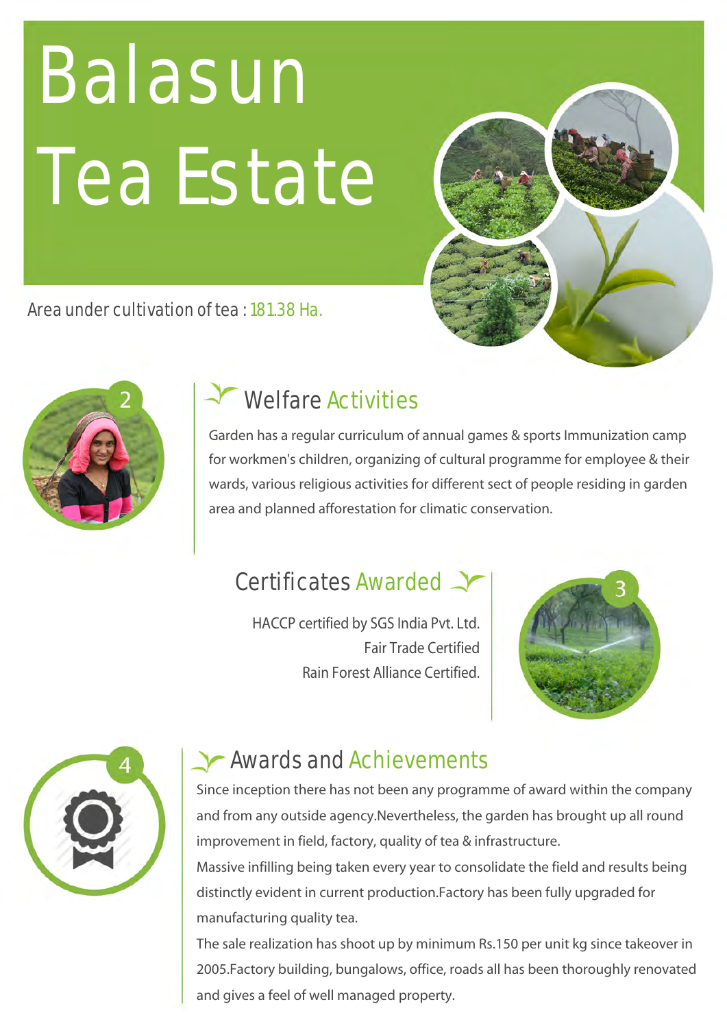# Balasun Tea Estate

Area under cultivation of tea : 181.38 Ha.

## Welfare Activities

Garden has a regular curriculum of annual games & sports Immunization camp for workmen's children, organizing of cultural programme for employee & their wards, various religious activities for different sect of people residing in garden area and planned afforestation for climatic conservation.

## Certificates Awarded

HACCP certified by SGS India Pvt. Ltd.
Fair Trade Certified
Rain Forest Alliance Certified.

## Awards and Achievements

Since inception there has not been any programme of award within the company and from any outside agency.Nevertheless, the garden has brought up all round improvement in field, factory, quality of tea & infrastructure.

Massive infilling being taken every year to consolidate the field and results being distinctly evident in current production.Factory has been fully upgraded for manufacturing quality tea.

The sale realization has shoot up by minimum Rs.150 per unit kg since takeover in 2005.Factory building, bungalows, office, roads all has been thoroughly renovated and gives a feel of well managed property.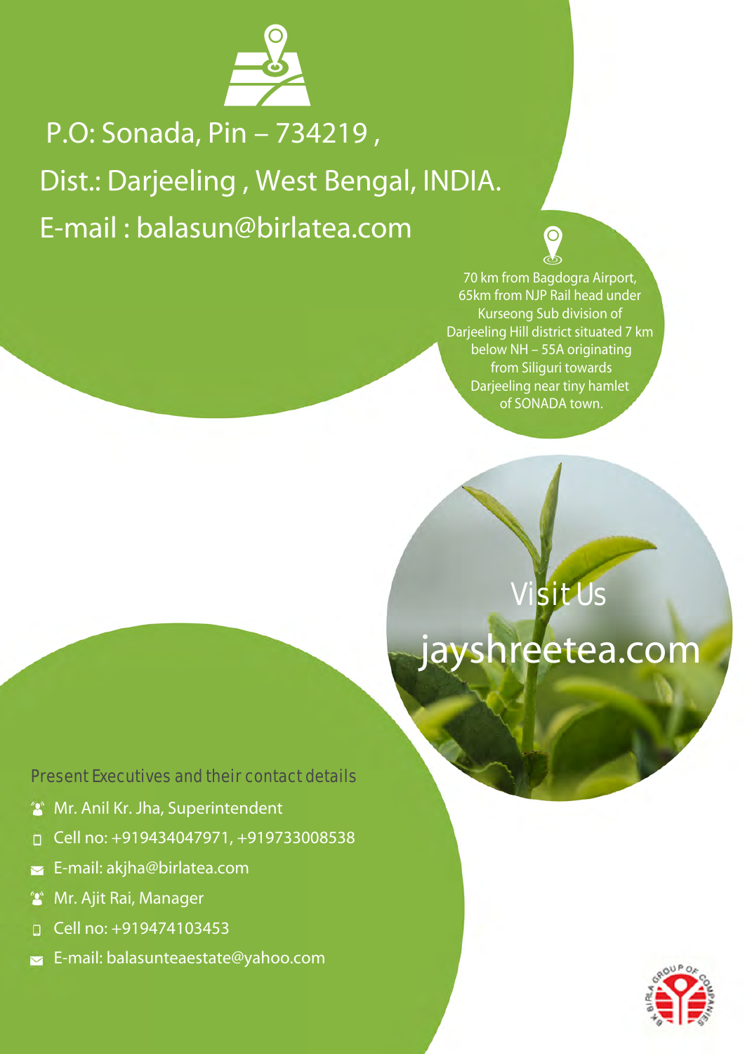P.O: Sonada, Pin – 734219 ,

Dist.: Darjeeling , West Bengal, INDIA.

E-mail : balasun@birlatea.com

70 km from Bagdogra Airport, 65km from NJP Rail head under Kurseong Sub division of Darjeeling Hill district situated 7 km below NH – 55A originating from Siliguri towards Darjeeling near tiny hamlet of SONADA town.

Visit Us

jayshreetea.com

Present Executives and their contact details

- Mr. Anil Kr. Jha, Superintendent
- Cell no: +919434047971, +919733008538
- E-mail: akjha@birlatea.com
- Mr. Ajit Rai, Manager
- Cell no: +919474103453
- E-mail: balasunteaestate@yahoo.com

BK BIRLA GROUP OF COMPANIES